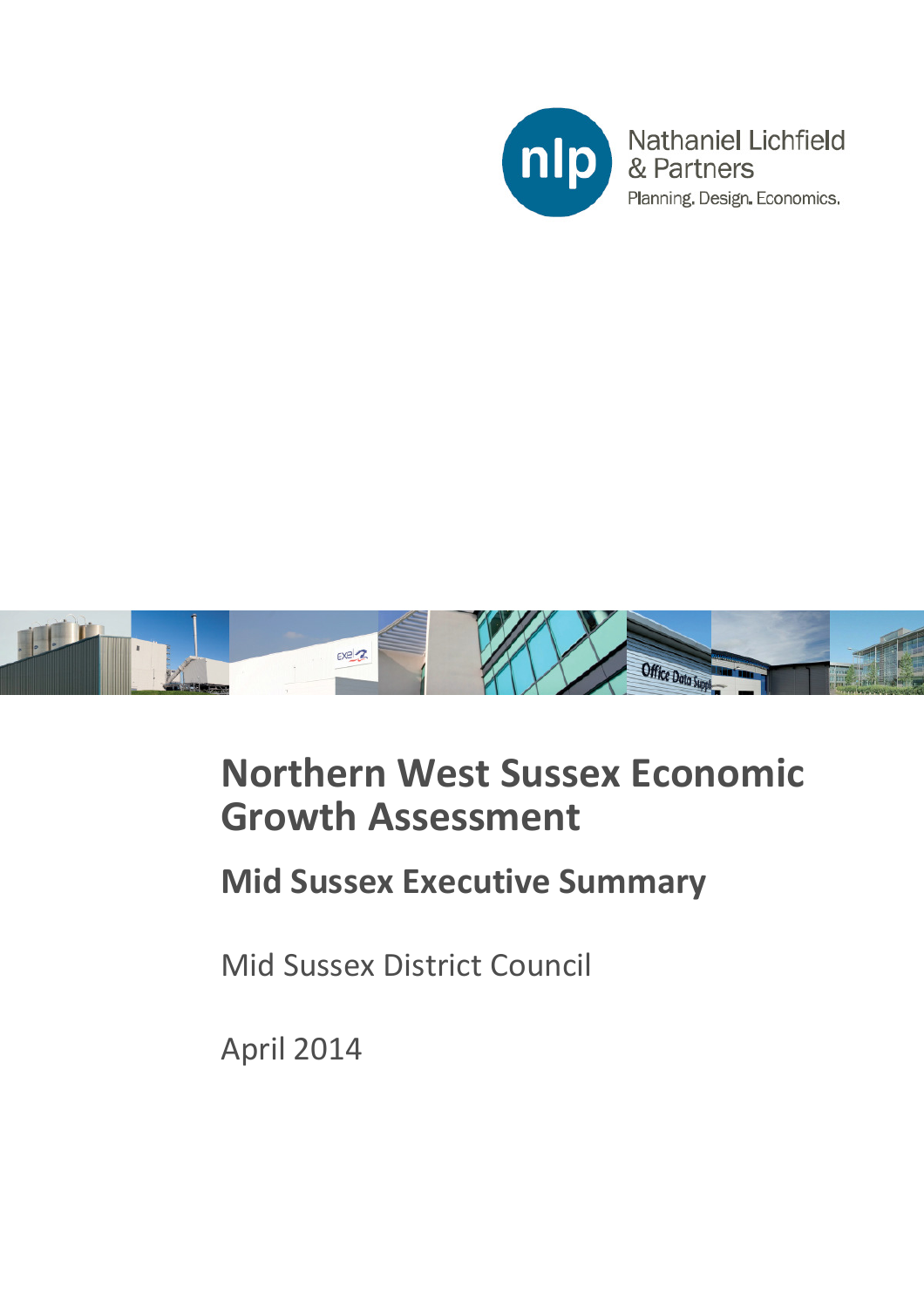Nathaniel Lichfield & Partners

Planning. Design. Economics.

# Northern West Sussex Economic Growth Assessment

## Mid Sussex Executive Summary

Mid Sussex District Council

April 2014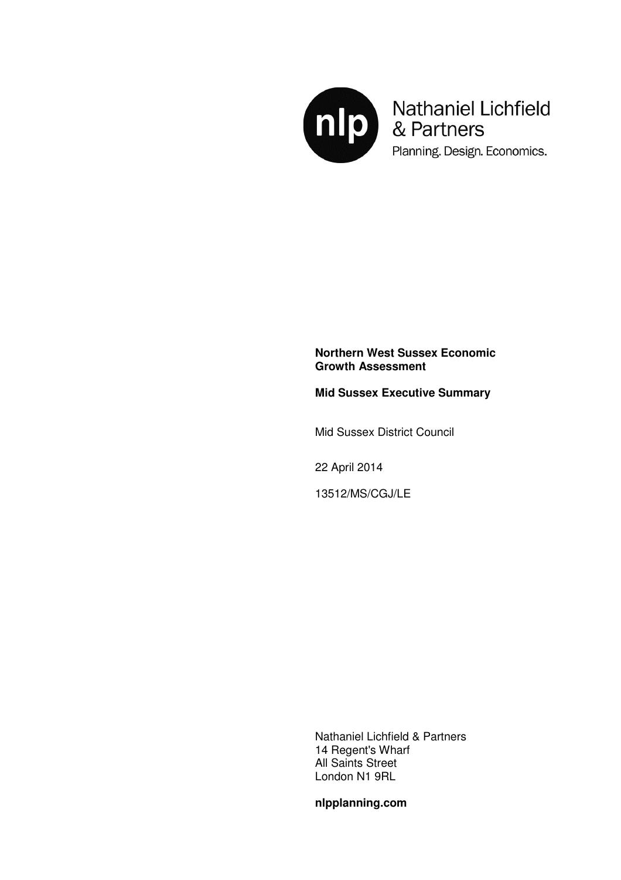Nathaniel Lichfield & Partners

Planning. Design. Economics.

**Northern West Sussex Economic Growth Assessment**

**Mid Sussex Executive Summary**

Mid Sussex District Council

22 April 2014

13512/MS/CGJ/LE

Nathaniel Lichfield & Partners
14 Regent's Wharf
All Saints Street
London N1 9RL

**nlpplanning.com**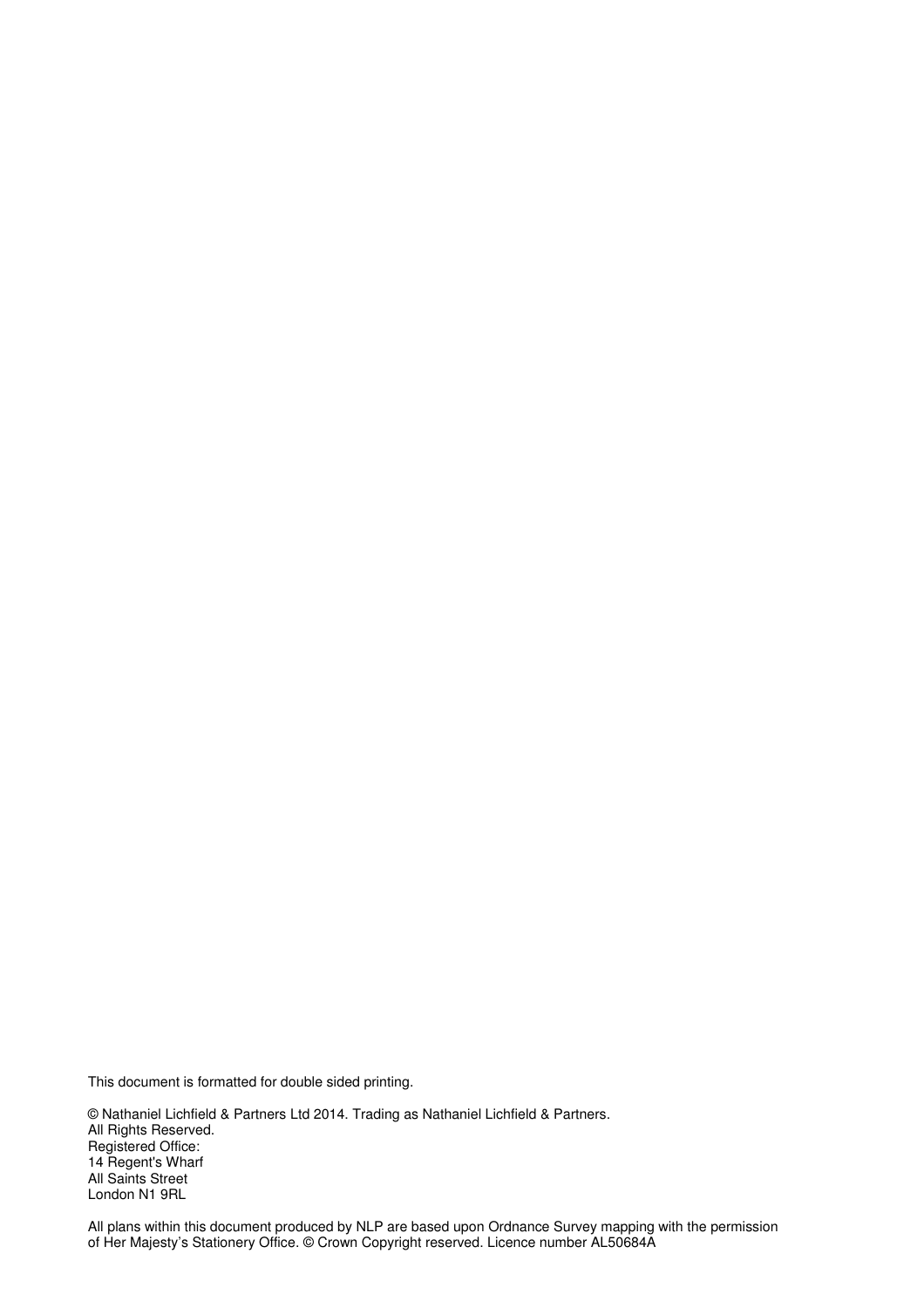This document is formatted for double sided printing.

© Nathaniel Lichfield & Partners Ltd 2014. Trading as Nathaniel Lichfield & Partners.
All Rights Reserved.
Registered Office:
14 Regent's Wharf
All Saints Street
London N1 9RL

All plans within this document produced by NLP are based upon Ordnance Survey mapping with the permission of Her Majesty's Stationery Office. © Crown Copyright reserved. Licence number AL50684A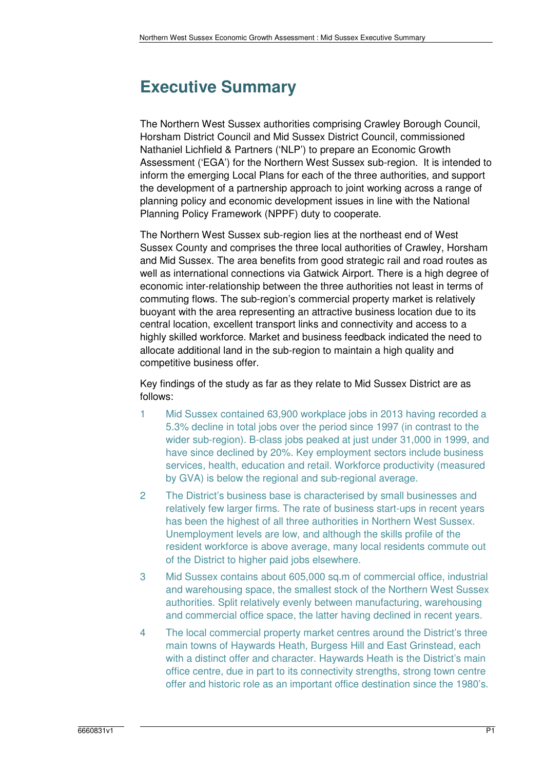# Executive Summary

The Northern West Sussex authorities comprising Crawley Borough Council, Horsham District Council and Mid Sussex District Council, commissioned Nathaniel Lichfield & Partners ('NLP') to prepare an Economic Growth Assessment ('EGA') for the Northern West Sussex sub-region. It is intended to inform the emerging Local Plans for each of the three authorities, and support the development of a partnership approach to joint working across a range of planning policy and economic development issues in line with the National Planning Policy Framework (NPPF) duty to cooperate.

The Northern West Sussex sub-region lies at the northeast end of West Sussex County and comprises the three local authorities of Crawley, Horsham and Mid Sussex. The area benefits from good strategic rail and road routes as well as international connections via Gatwick Airport. There is a high degree of economic inter-relationship between the three authorities not least in terms of commuting flows. The sub-region's commercial property market is relatively buoyant with the area representing an attractive business location due to its central location, excellent transport links and connectivity and access to a highly skilled workforce. Market and business feedback indicated the need to allocate additional land in the sub-region to maintain a high quality and competitive business offer.

Key findings of the study as far as they relate to Mid Sussex District are as follows:

1. Mid Sussex contained 63,900 workplace jobs in 2013 having recorded a 5.3% decline in total jobs over the period since 1997 (in contrast to the wider sub-region). B-class jobs peaked at just under 31,000 in 1999, and have since declined by 20%. Key employment sectors include business services, health, education and retail. Workforce productivity (measured by GVA) is below the regional and sub-regional average.
2. The District's business base is characterised by small businesses and relatively few larger firms. The rate of business start-ups in recent years has been the highest of all three authorities in Northern West Sussex. Unemployment levels are low, and although the skills profile of the resident workforce is above average, many local residents commute out of the District to higher paid jobs elsewhere.
3. Mid Sussex contains about 605,000 sq.m of commercial office, industrial and warehousing space, the smallest stock of the Northern West Sussex authorities. Split relatively evenly between manufacturing, warehousing and commercial office space, the latter having declined in recent years.
4. The local commercial property market centres around the District's three main towns of Haywards Heath, Burgess Hill and East Grinstead, each with a distinct offer and character. Haywards Heath is the District's main office centre, due in part to its connectivity strengths, strong town centre offer and historic role as an important office destination since the 1980's.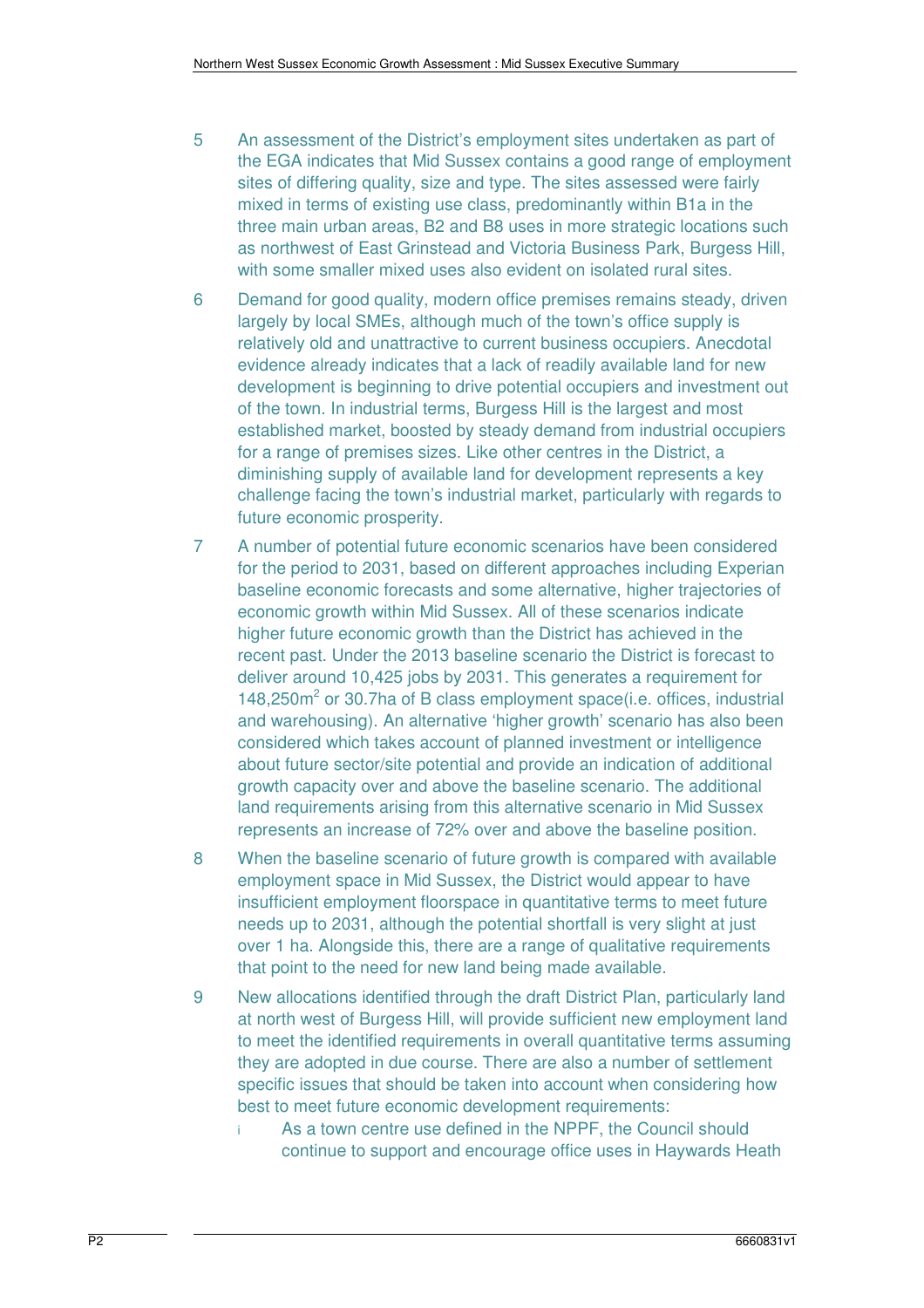5 An assessment of the District's employment sites undertaken as part of the EGA indicates that Mid Sussex contains a good range of employment sites of differing quality, size and type. The sites assessed were fairly mixed in terms of existing use class, predominantly within B1a in the three main urban areas, B2 and B8 uses in more strategic locations such as northwest of East Grinstead and Victoria Business Park, Burgess Hill, with some smaller mixed uses also evident on isolated rural sites.

6 Demand for good quality, modern office premises remains steady, driven largely by local SMEs, although much of the town's office supply is relatively old and unattractive to current business occupiers. Anecdotal evidence already indicates that a lack of readily available land for new development is beginning to drive potential occupiers and investment out of the town. In industrial terms, Burgess Hill is the largest and most established market, boosted by steady demand from industrial occupiers for a range of premises sizes. Like other centres in the District, a diminishing supply of available land for development represents a key challenge facing the town's industrial market, particularly with regards to future economic prosperity.

7 A number of potential future economic scenarios have been considered for the period to 2031, based on different approaches including Experian baseline economic forecasts and some alternative, higher trajectories of economic growth within Mid Sussex. All of these scenarios indicate higher future economic growth than the District has achieved in the recent past. Under the 2013 baseline scenario the District is forecast to deliver around 10,425 jobs by 2031. This generates a requirement for 148,250m$^2$ or 30.7ha of B class employment space(i.e. offices, industrial and warehousing). An alternative 'higher growth' scenario has also been considered which takes account of planned investment or intelligence about future sector/site potential and provide an indication of additional growth capacity over and above the baseline scenario. The additional land requirements arising from this alternative scenario in Mid Sussex represents an increase of 72% over and above the baseline position.

8 When the baseline scenario of future growth is compared with available employment space in Mid Sussex, the District would appear to have insufficient employment floorspace in quantitative terms to meet future needs up to 2031, although the potential shortfall is very slight at just over 1 ha. Alongside this, there are a range of qualitative requirements that point to the need for new land being made available.

9 New allocations identified through the draft District Plan, particularly land at north west of Burgess Hill, will provide sufficient new employment land to meet the identified requirements in overall quantitative terms assuming they are adopted in due course. There are also a number of settlement specific issues that should be taken into account when considering how best to meet future economic development requirements:

   i As a town centre use defined in the NPPF, the Council should continue to support and encourage office uses in Haywards Heath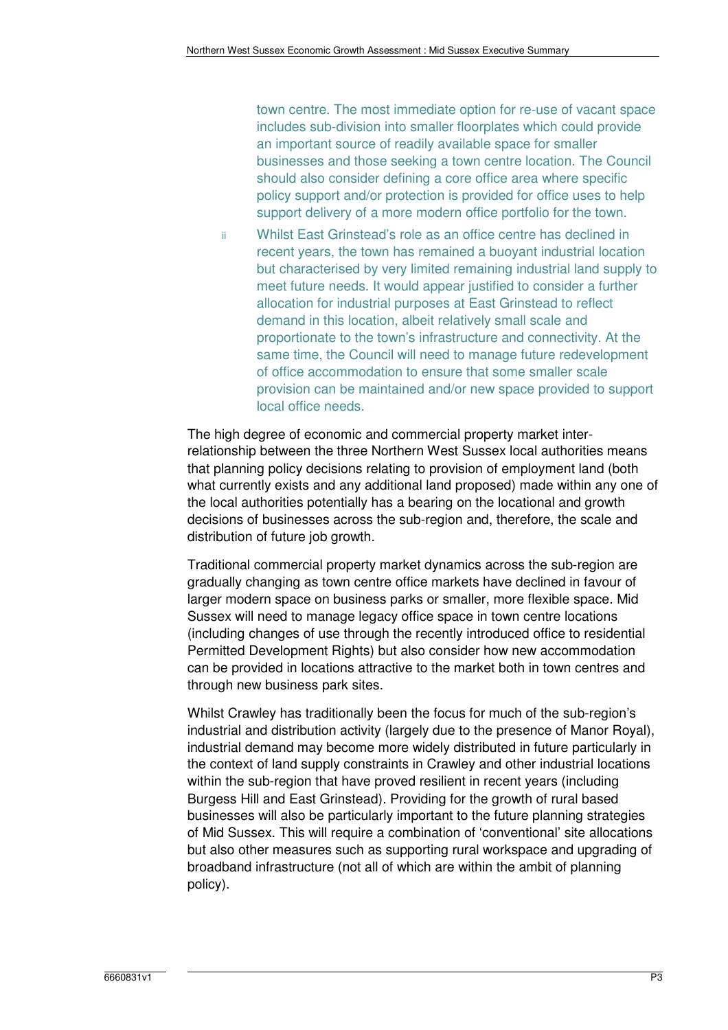town centre. The most immediate option for re-use of vacant space includes sub-division into smaller floorplates which could provide an important source of readily available space for smaller businesses and those seeking a town centre location. The Council should also consider defining a core office area where specific policy support and/or protection is provided for office uses to help support delivery of a more modern office portfolio for the town.

ii Whilst East Grinstead's role as an office centre has declined in recent years, the town has remained a buoyant industrial location but characterised by very limited remaining industrial land supply to meet future needs. It would appear justified to consider a further allocation for industrial purposes at East Grinstead to reflect demand in this location, albeit relatively small scale and proportionate to the town's infrastructure and connectivity. At the same time, the Council will need to manage future redevelopment of office accommodation to ensure that some smaller scale provision can be maintained and/or new space provided to support local office needs.

The high degree of economic and commercial property market inter-relationship between the three Northern West Sussex local authorities means that planning policy decisions relating to provision of employment land (both what currently exists and any additional land proposed) made within any one of the local authorities potentially has a bearing on the locational and growth decisions of businesses across the sub-region and, therefore, the scale and distribution of future job growth.

Traditional commercial property market dynamics across the sub-region are gradually changing as town centre office markets have declined in favour of larger modern space on business parks or smaller, more flexible space. Mid Sussex will need to manage legacy office space in town centre locations (including changes of use through the recently introduced office to residential Permitted Development Rights) but also consider how new accommodation can be provided in locations attractive to the market both in town centres and through new business park sites.

Whilst Crawley has traditionally been the focus for much of the sub-region's industrial and distribution activity (largely due to the presence of Manor Royal), industrial demand may become more widely distributed in future particularly in the context of land supply constraints in Crawley and other industrial locations within the sub-region that have proved resilient in recent years (including Burgess Hill and East Grinstead). Providing for the growth of rural based businesses will also be particularly important to the future planning strategies of Mid Sussex. This will require a combination of 'conventional' site allocations but also other measures such as supporting rural workspace and upgrading of broadband infrastructure (not all of which are within the ambit of planning policy).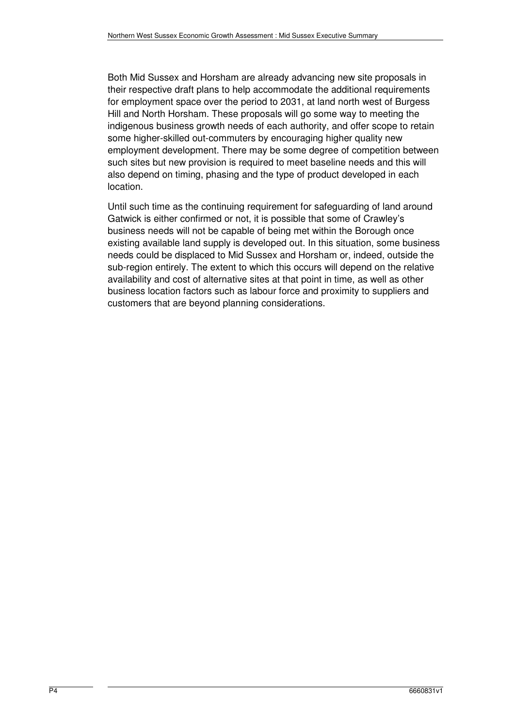Both Mid Sussex and Horsham are already advancing new site proposals in their respective draft plans to help accommodate the additional requirements for employment space over the period to 2031, at land north west of Burgess Hill and North Horsham. These proposals will go some way to meeting the indigenous business growth needs of each authority, and offer scope to retain some higher-skilled out-commuters by encouraging higher quality new employment development. There may be some degree of competition between such sites but new provision is required to meet baseline needs and this will also depend on timing, phasing and the type of product developed in each location.

Until such time as the continuing requirement for safeguarding of land around Gatwick is either confirmed or not, it is possible that some of Crawley's business needs will not be capable of being met within the Borough once existing available land supply is developed out. In this situation, some business needs could be displaced to Mid Sussex and Horsham or, indeed, outside the sub-region entirely. The extent to which this occurs will depend on the relative availability and cost of alternative sites at that point in time, as well as other business location factors such as labour force and proximity to suppliers and customers that are beyond planning considerations.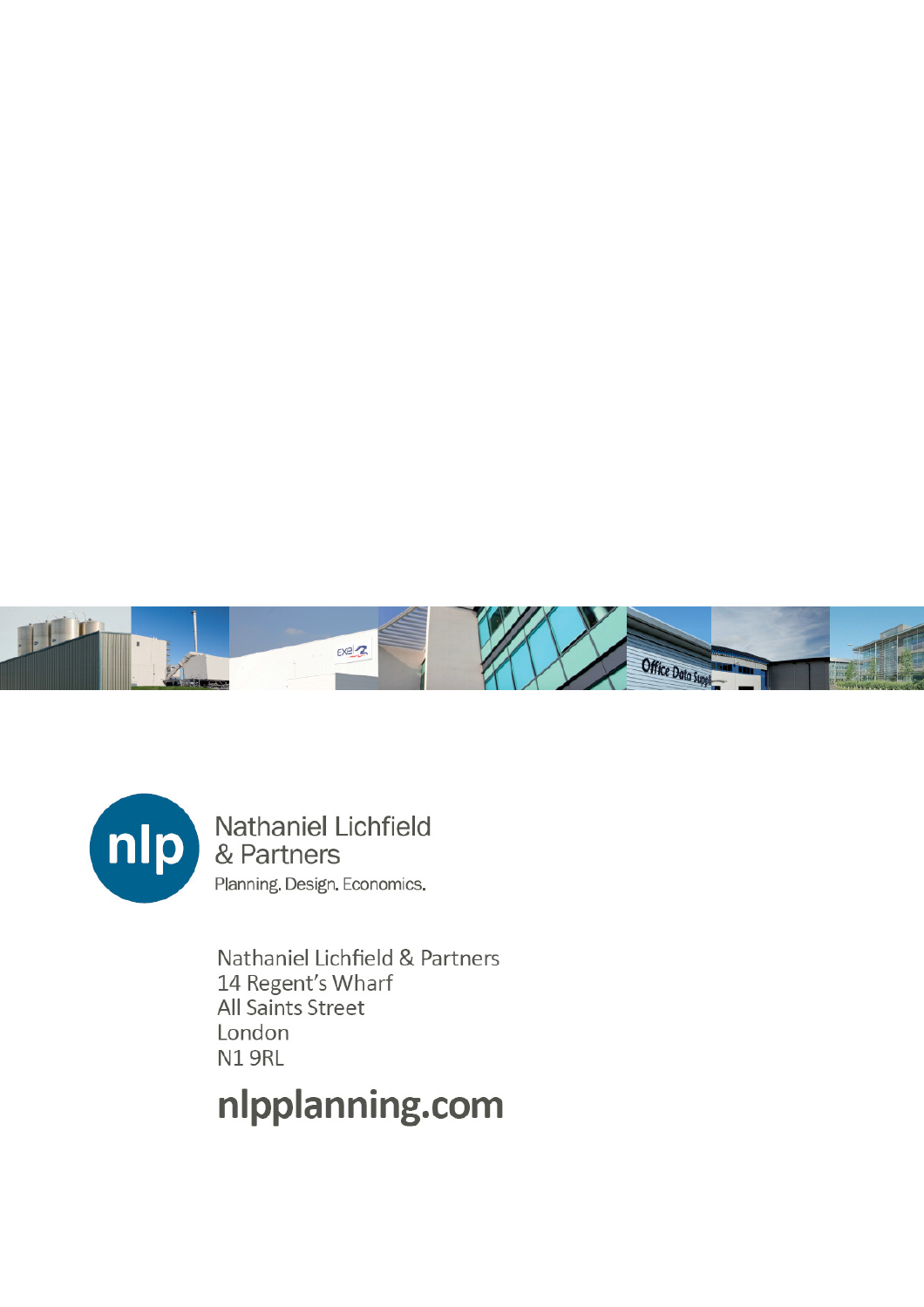Nathaniel Lichfield & Partners

Planning. Design. Economics.

Nathaniel Lichfield & Partners
14 Regent's Wharf
All Saints Street
London
N1 9RL

**nlpplanning.com**